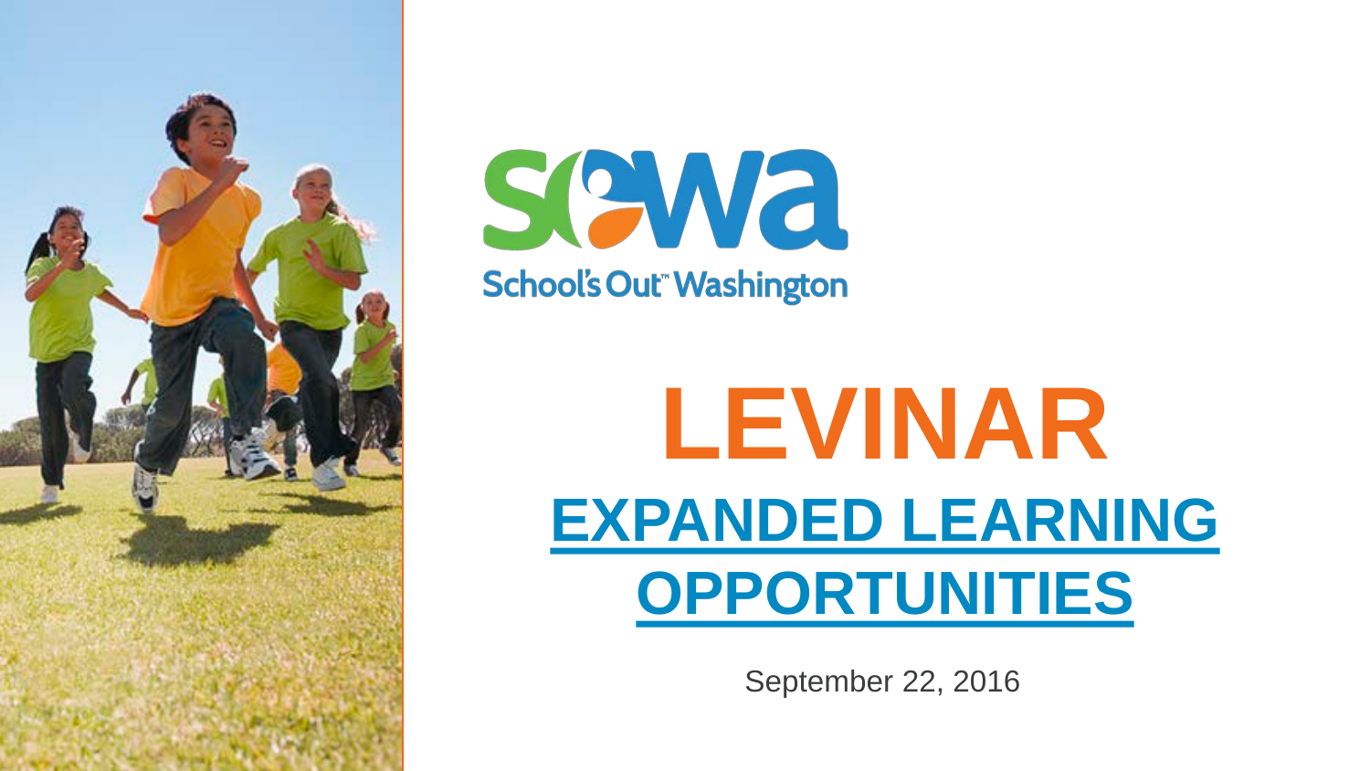SOWA

School's Out™ Washington

# LEVINAR

## EXPANDED LEARNING OPPORTUNITIES

September 22, 2016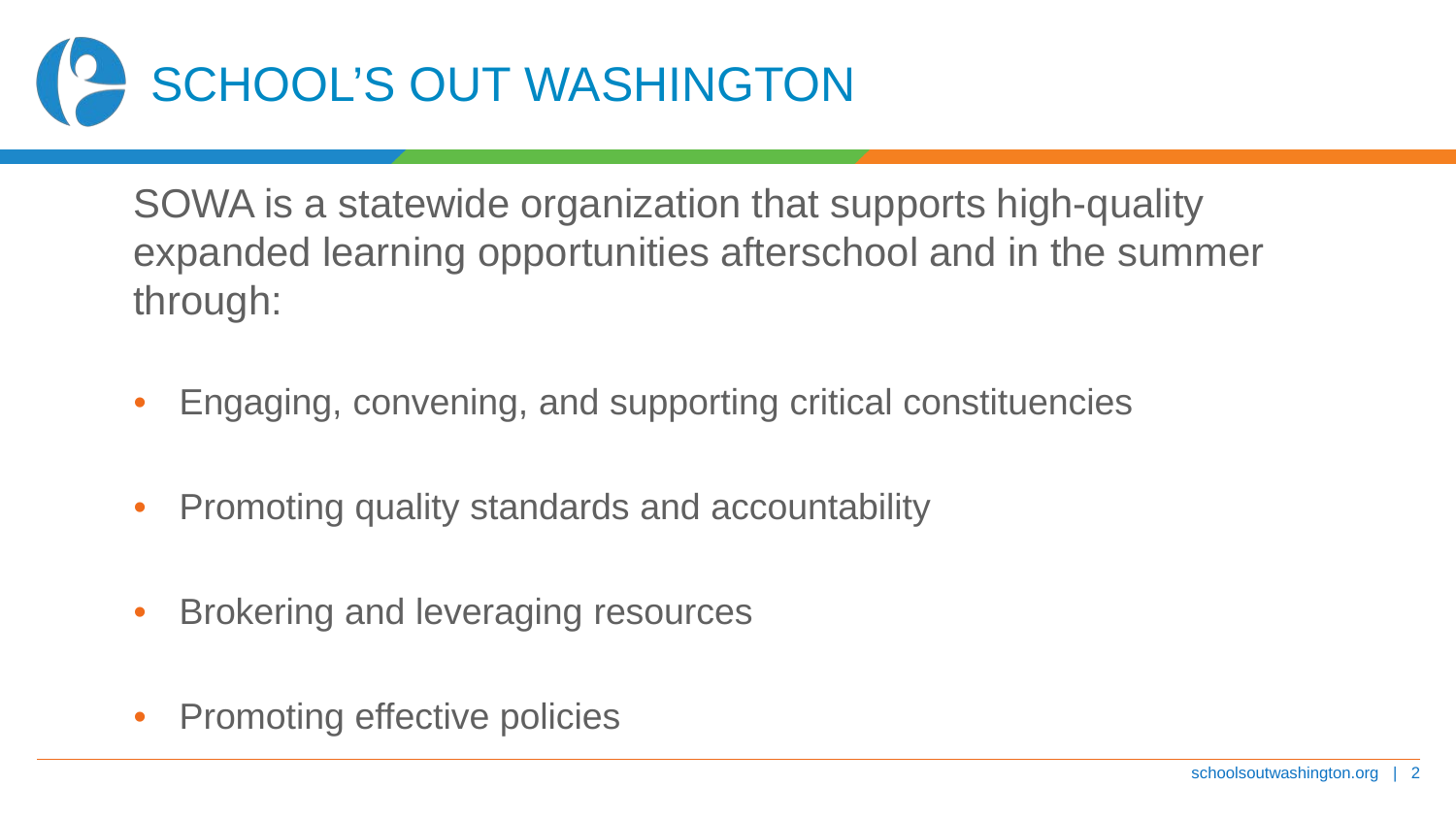# SCHOOL'S OUT WASHINGTON

SOWA is a statewide organization that supports high-quality expanded learning opportunities afterschool and in the summer through:

- Engaging, convening, and supporting critical constituencies
- Promoting quality standards and accountability
- Brokering and leveraging resources
- Promoting effective policies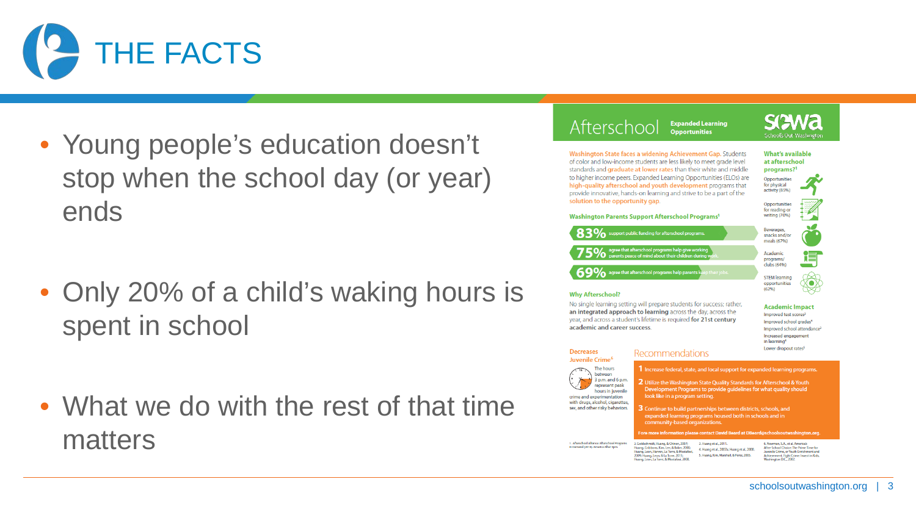# THE FACTS

- Young people's education doesn't stop when the school day (or year) ends
- Only 20% of a child's waking hours is spent in school
- What we do with the rest of that time matters

Afterschool **Expanded Learning Opportunities**

SOWA Schools Out Washington

**Washington State faces a widening Achievement Gap.** Students of color and low-income students are less likely to meet grade level standards and **graduate at lower rates** than their white and middle to higher income peers. Expanded Learning Opportunities (ELOs) are **high-quality afterschool and youth development** programs that provide innovative, hands-on learning and strive to be a part of the **solution to the opportunity gap.**

**Washington Parents Support Afterschool Programs**[1]

**83%** support public funding for afterschool programs.

**75%** agree that afterschool programs help give working parents peace of mind about their children during work.

**69%** agree that afterschool programs help parents keep their jobs.

**Why Afterschool?**

No single learning setting will prepare students for success; rather, **an integrated approach to learning** across the day, across the year, and across a student's lifetime is required **for 21st century academic and career success.**

**What's available at afterschool programs?**[1]

- Opportunities for physical activity (83%)
- Opportunities for reading or writing (70%)
- Beverages, snacks and/or meals (67%)
- Academic programs/ clubs (64%)
- STEM learning opportunities (62%)

**Academic Impact**

- Improved test scores[2]
- Improved school grades[4]
- Improved school attendance[3]
- Increased engagement in learning[4]
- Lower dropout rates[5]

**Decreases Juvenile Crime**[6]

The hours between 3 p.m. and 6 p.m. represent peak hours in juvenile crime and experimentation with drugs, alcohol, cigarettes, sex, and other risky behaviors.

## Recommendations

1. Increase federal, state, and local support for expanded learning programs.
2. Utilize the Washington State Quality Standards for Afterschool & Youth Development Programs to provide guidelines for what quality should look like in a program setting.
3. Continue to build partnerships between districts, schools, and expanded learning programs housed both in schools and in community-based organizations.

For more information please contact David Beard at DBeard@schoolsoutwashington.org.

1. Afterschool alliance: afterschool programs in demand (2014). America after 3pm.
2. Goldschmidt, Huang, & Chinen, 2007; Huang, Gribbons, Kim, Lee, & Baker, 2000; Huang, Leon, Harven, La Torre, & Mostafavi, 2009; Huang, Leon, & La Torre, 2011; Huang, Leon, La Torre, & Mostafavi, 2008.
3. Huang et al., 2011.
4. Huang et al., 2007a; Huang et al., 2000.
5. Huang, Kim, Marshall, & Perez, 2005.
6. Newman, S.A., et al. America's After-School Choice: The Prime Time for Juvenile Crime, or Youth Enrichment and Achievement. Fight Crime: Invest in Kids. Washington D.C., 2002.

schoolsoutwashington.org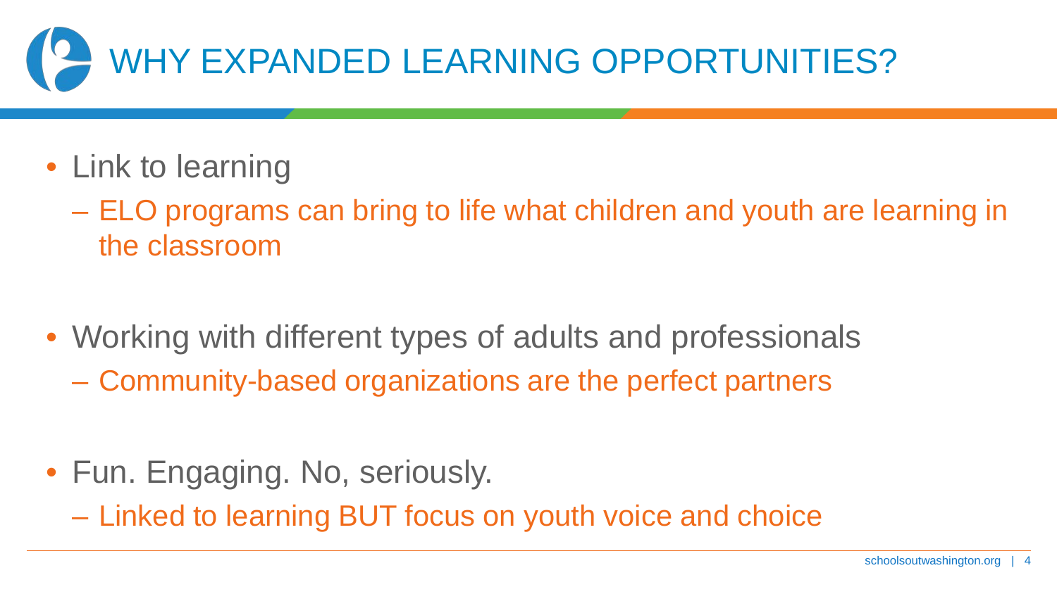# WHY EXPANDED LEARNING OPPORTUNITIES?

- Link to learning
  - ELO programs can bring to life what children and youth are learning in the classroom
- Working with different types of adults and professionals
  - Community-based organizations are the perfect partners
- Fun. Engaging. No, seriously.
  - Linked to learning BUT focus on youth voice and choice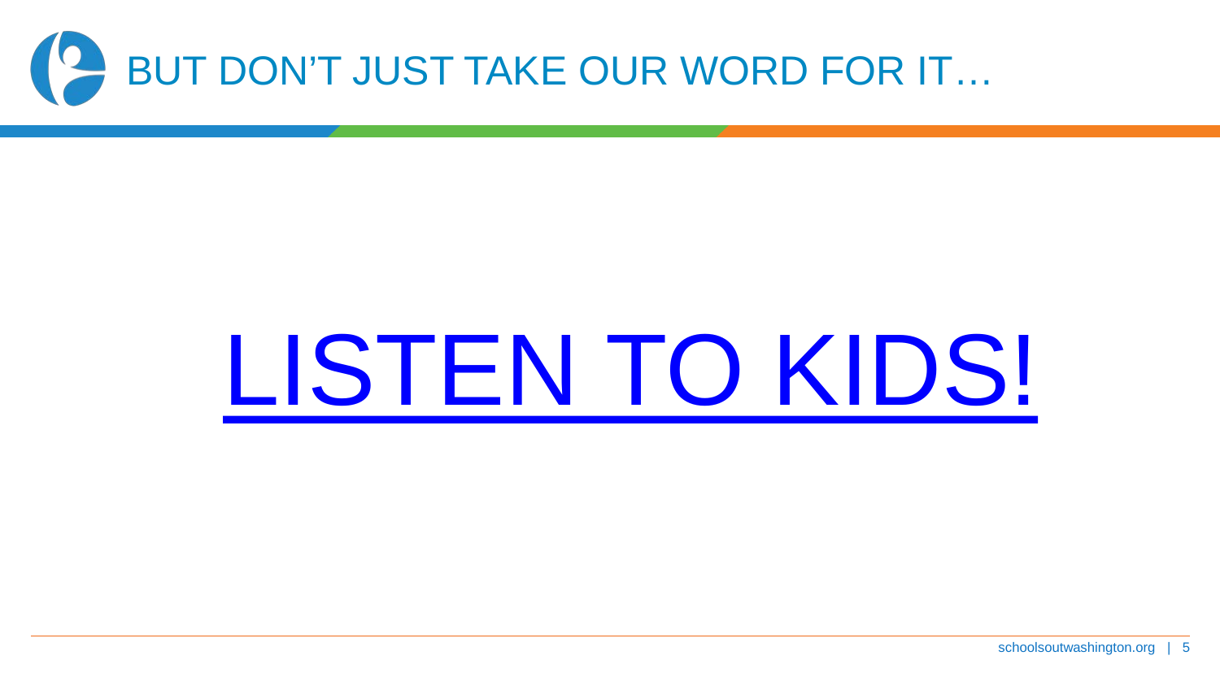# BUT DON'T JUST TAKE OUR WORD FOR IT…

LISTEN TO KIDS!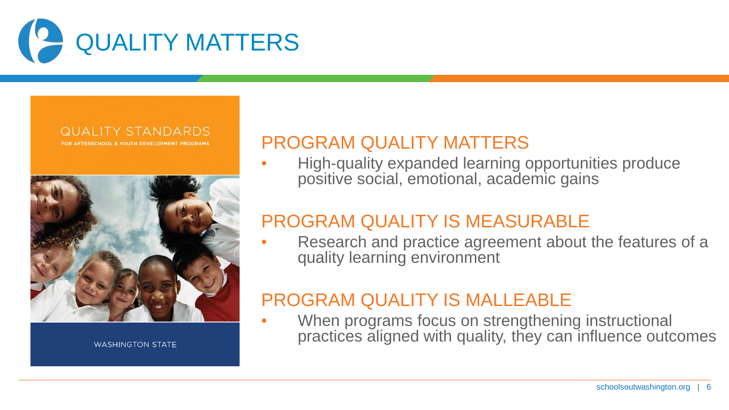# QUALITY MATTERS

QUALITY STANDARDS

FOR AFTERSCHOOL & YOUTH DEVELOPMENT PROGRAMS

WASHINGTON STATE

## PROGRAM QUALITY MATTERS

- High-quality expanded learning opportunities produce positive social, emotional, academic gains

## PROGRAM QUALITY IS MEASURABLE

- Research and practice agreement about the features of a quality learning environment

## PROGRAM QUALITY IS MALLEABLE

- When programs focus on strengthening instructional practices aligned with quality, they can influence outcomes

schoolsoutwashington.org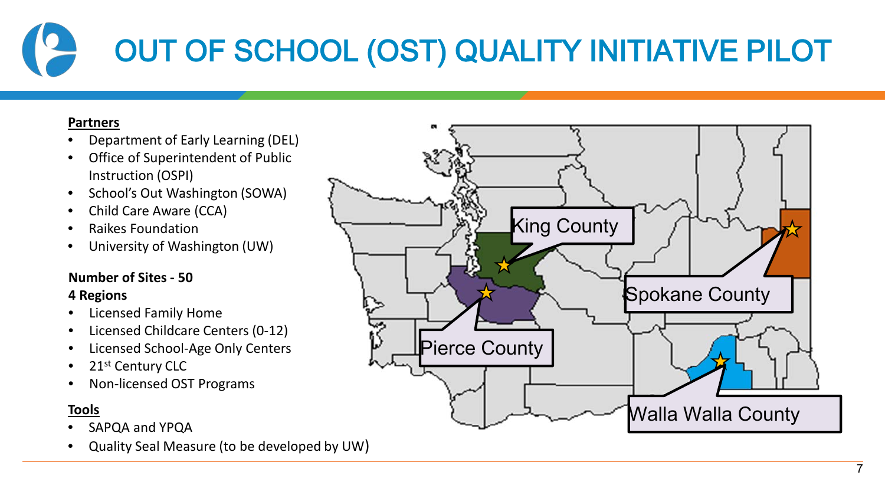# OUT OF SCHOOL (OST) QUALITY INITIATIVE PILOT

**Partners**

- Department of Early Learning (DEL)
- Office of Superintendent of Public Instruction (OSPI)
- School's Out Washington (SOWA)
- Child Care Aware (CCA)
- Raikes Foundation
- University of Washington (UW)

**Number of Sites - 50**

**4 Regions**

- Licensed Family Home
- Licensed Childcare Centers (0-12)
- Licensed School-Age Only Centers
- 21st Century CLC
- Non-licensed OST Programs

**Tools**

- SAPQA and YPQA
- Quality Seal Measure (to be developed by UW)

King County

Spokane County

Pierce County

Walla Walla County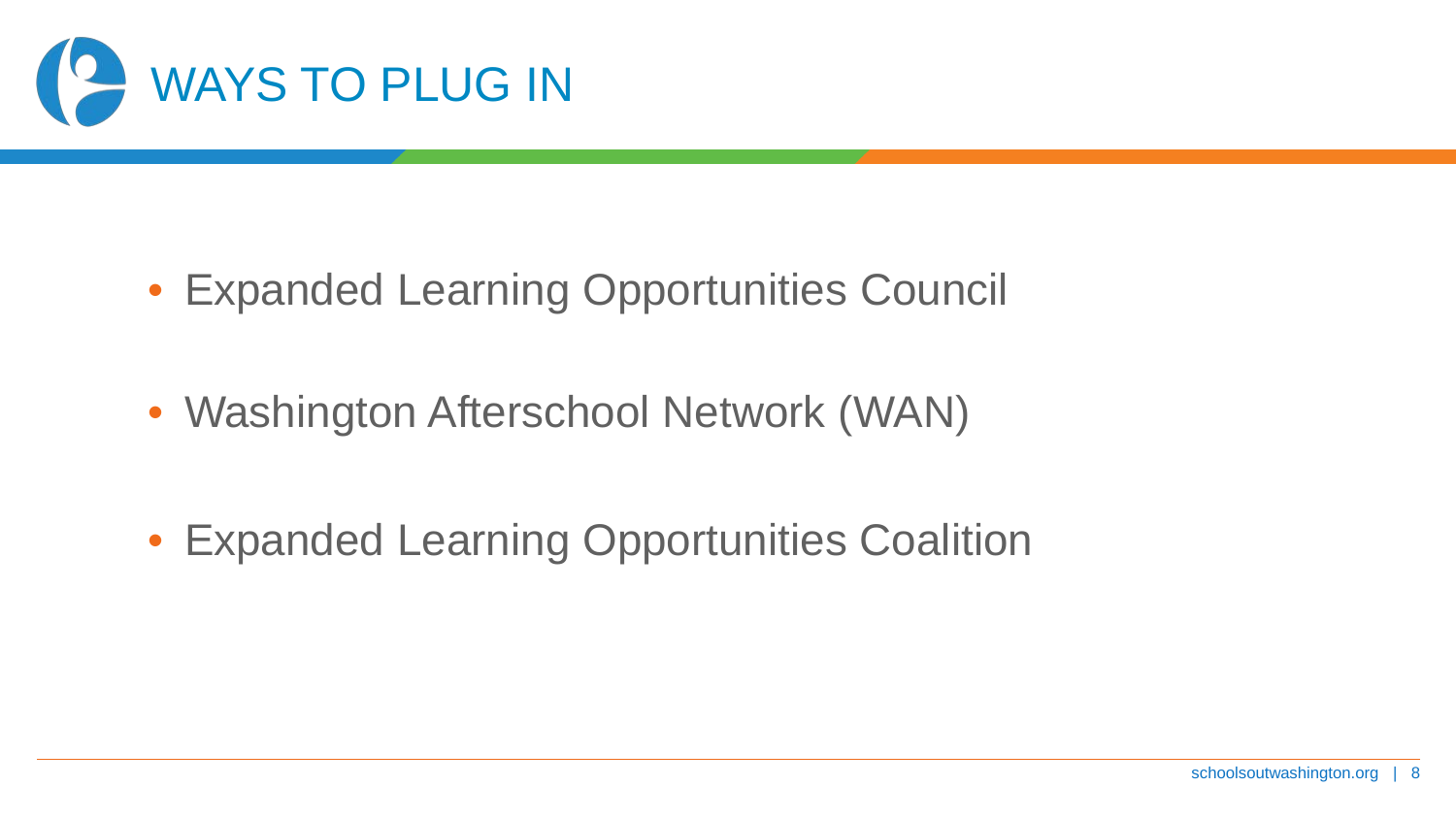# WAYS TO PLUG IN

- Expanded Learning Opportunities Council
- Washington Afterschool Network (WAN)
- Expanded Learning Opportunities Coalition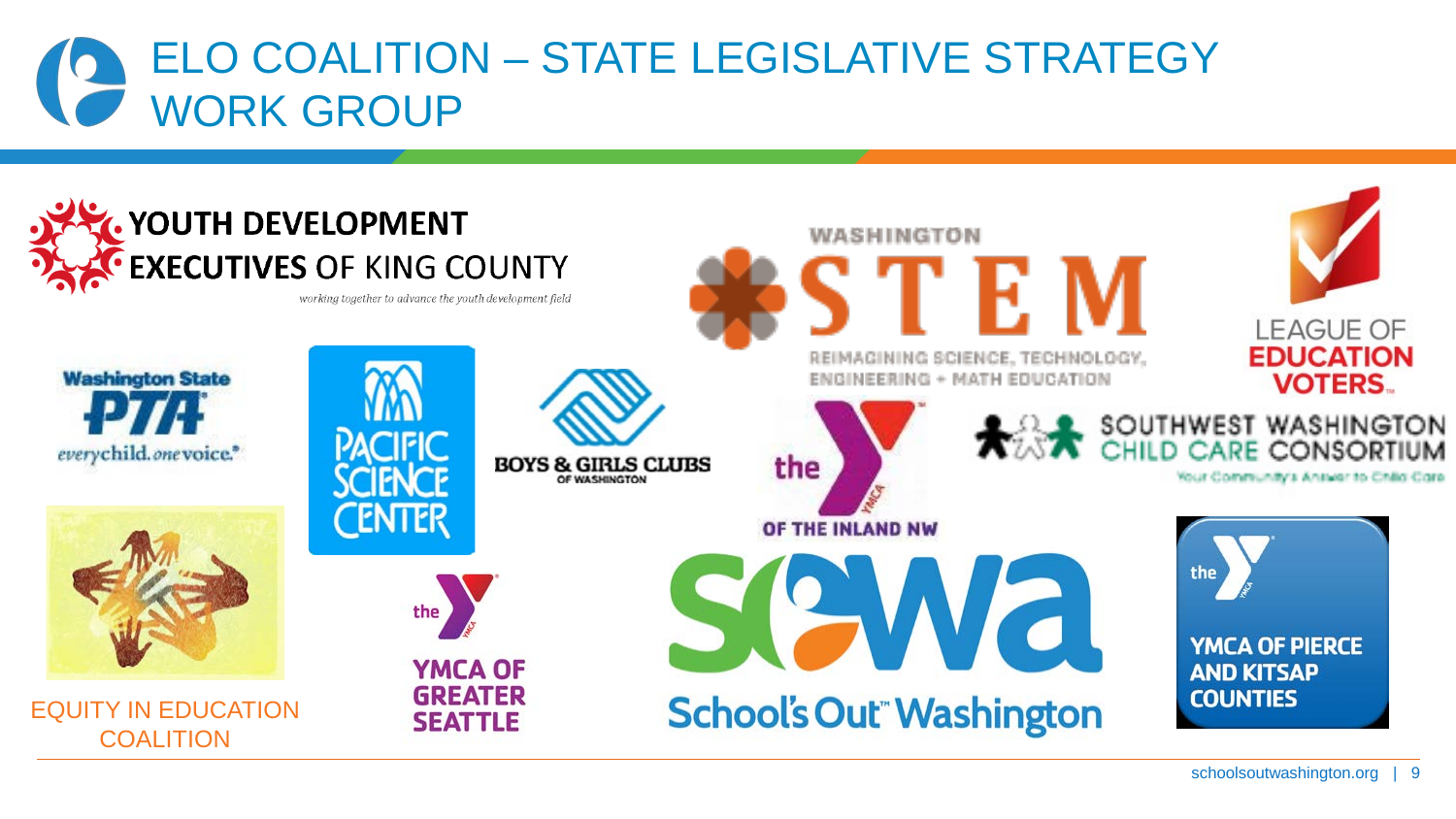# ELO COALITION – STATE LEGISLATIVE STRATEGY WORK GROUP

YOUTH DEVELOPMENT EXECUTIVES OF KING COUNTY

*working together to advance the youth development field*

WASHINGTON STEM

REIMAGINING SCIENCE, TECHNOLOGY, ENGINEERING + MATH EDUCATION

LEAGUE OF EDUCATION VOTERS

Washington State PTA

*everychild.onevoice.*

PACIFIC SCIENCE CENTER

BOYS & GIRLS CLUBS OF WASHINGTON

the YMCA OF THE INLAND NW

SOUTHWEST WASHINGTON CHILD CARE CONSORTIUM

Your Community's Answer to Child Care

EQUITY IN EDUCATION COALITION

the YMCA OF GREATER SEATTLE

SOWA

School's Out Washington

the YMCA OF PIERCE AND KITSAP COUNTIES

schoolsoutwashington.org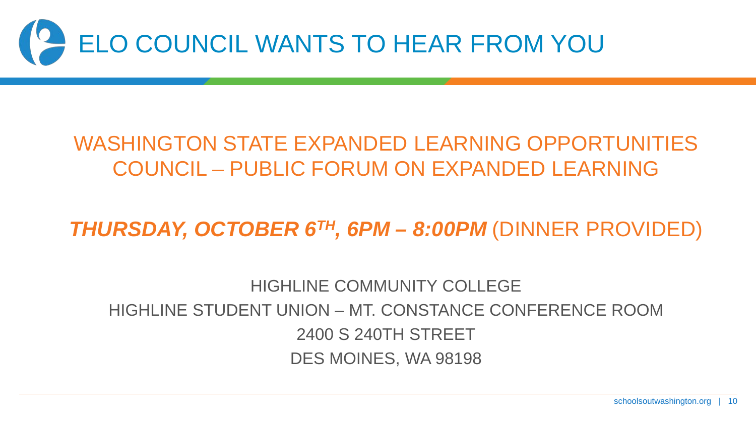# ELO COUNCIL WANTS TO HEAR FROM YOU

## WASHINGTON STATE EXPANDED LEARNING OPPORTUNITIES COUNCIL – PUBLIC FORUM ON EXPANDED LEARNING

***THURSDAY, OCTOBER 6TH, 6PM – 8:00PM*** (DINNER PROVIDED)

HIGHLINE COMMUNITY COLLEGE
HIGHLINE STUDENT UNION – MT. CONSTANCE CONFERENCE ROOM
2400 S 240TH STREET
DES MOINES, WA 98198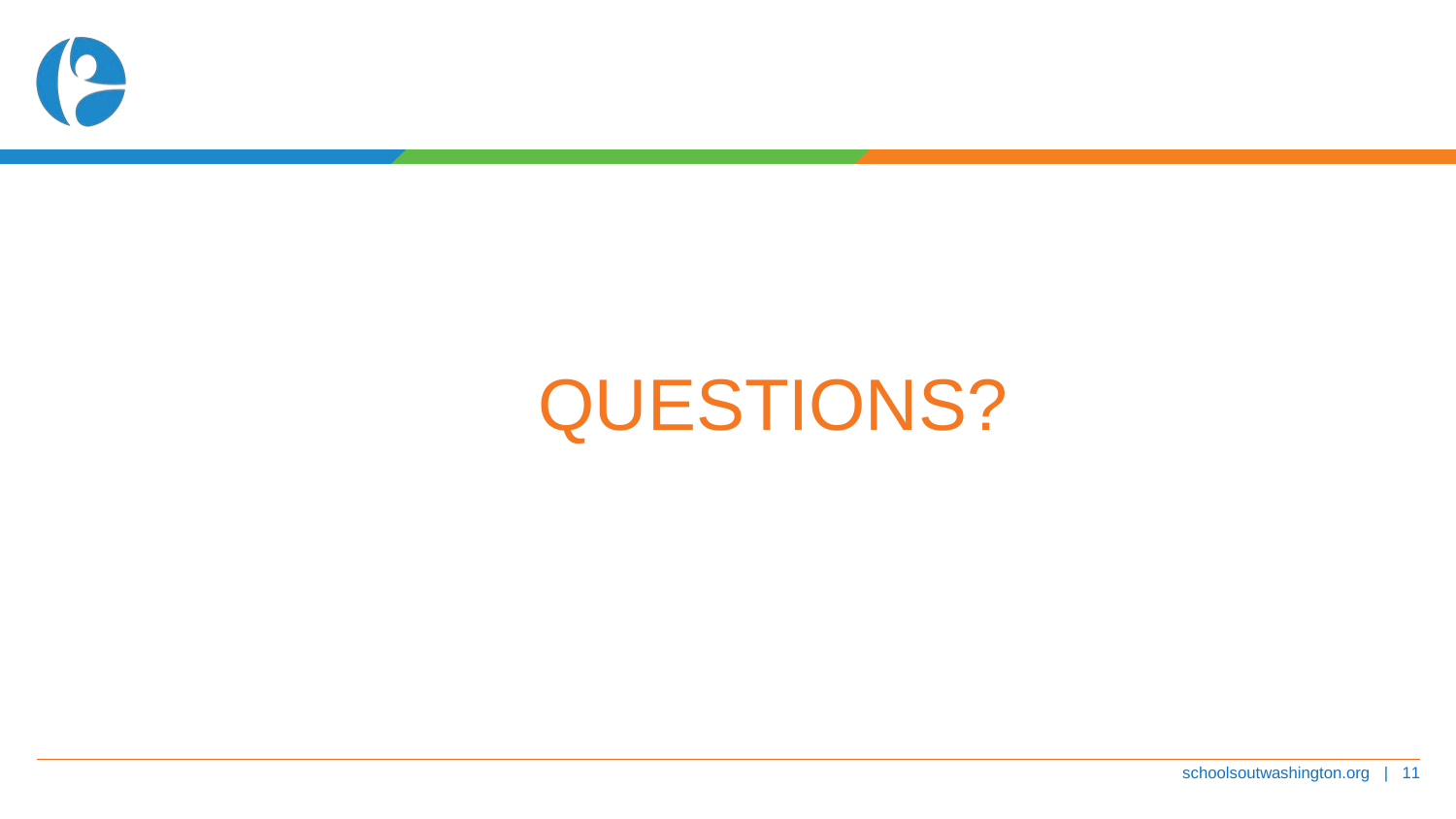# QUESTIONS?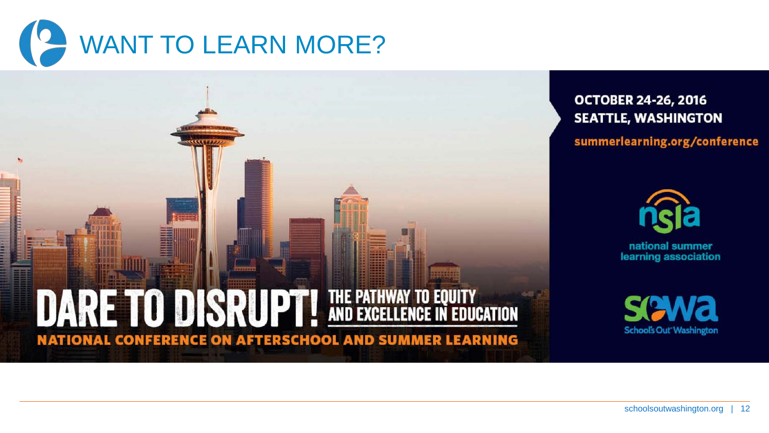# WANT TO LEARN MORE?

DARE TO DISRUPT! THE PATHWAY TO EQUITY AND EXCELLENCE IN EDUCATION

NATIONAL CONFERENCE ON AFTERSCHOOL AND SUMMER LEARNING

**OCTOBER 24-26, 2016**
**SEATTLE, WASHINGTON**

summerlearning.org/conference

nsla
national summer learning association

SOWA
School's Out Washington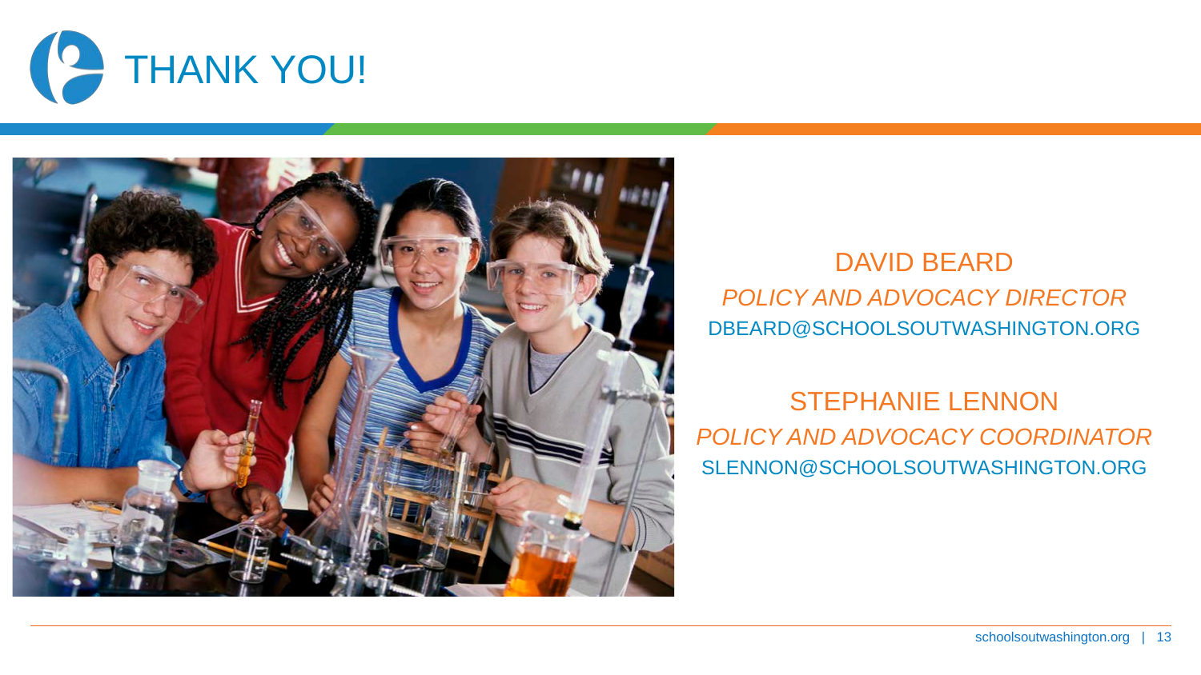# THANK YOU!

DAVID BEARD

*POLICY AND ADVOCACY DIRECTOR*

DBEARD@SCHOOLSOUTWASHINGTON.ORG

STEPHANIE LENNON

*POLICY AND ADVOCACY COORDINATOR*

SLENNON@SCHOOLSOUTWASHINGTON.ORG